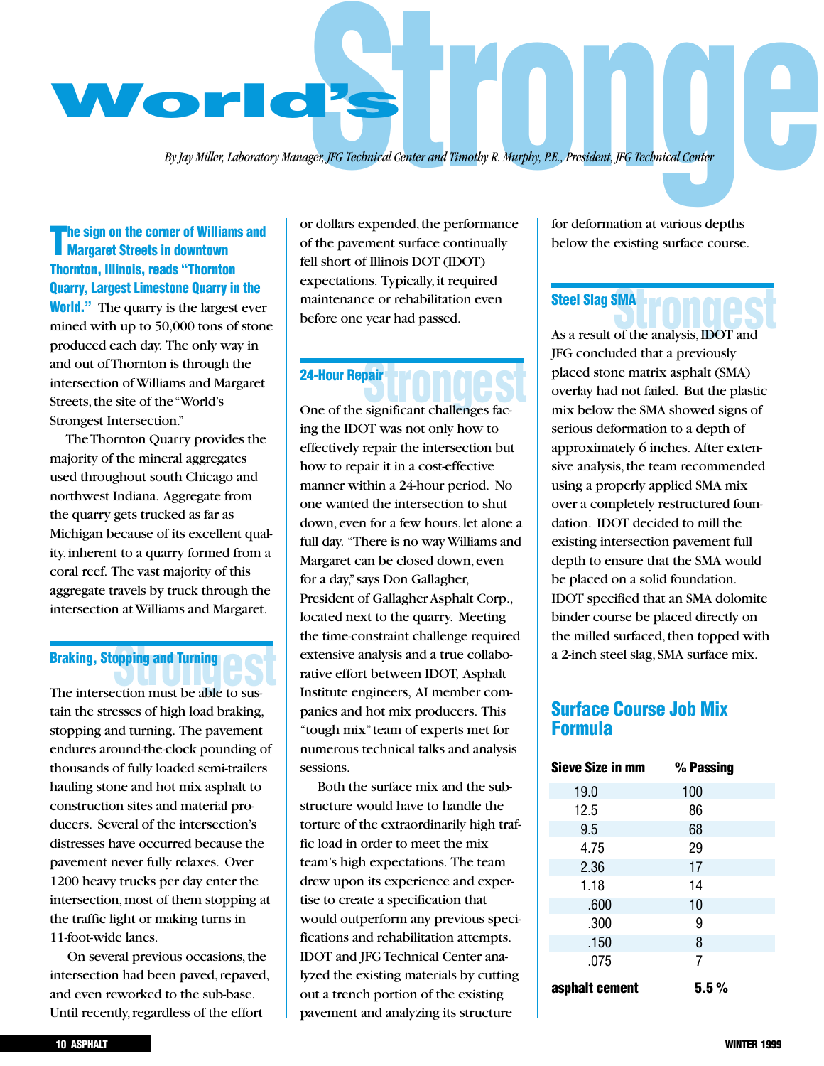# World's Stronge

*By Jay Miller, Laboratory Manager, JFG Technical Center and Timothy R. Murphy, P.E., President, JFG Technical Center*

**The sign on the corner of Williams and Margaret Streets in downtown Thornton, Illinois, reads "Thornton Quarry, Largest Limestone Quarry in the World."** The quarry is the largest ever mined with up to 50,000 tons of stone produced each day. The only way in and out of Thornton is through the intersection of Williams and Margaret Streets, the site of the "World's Strongest Intersection."

The Thornton Quarry provides the majority of the mineral aggregates used throughout south Chicago and northwest Indiana. Aggregate from the quarry gets trucked as far as Michigan because of its excellent quality, inherent to a quarry formed from a coral reef. The vast majority of this aggregate travels by truck through the intersection at Williams and Margaret.

## Braking, Stopping and Turning

The intersection must be able to sustain the stresses of high load braking, stopping and turning. The pavement endures around-the-clock pounding of thousands of fully loaded semi-trailers hauling stone and hot mix asphalt to construction sites and material producers. Several of the intersection's distresses have occurred because the pavement never fully relaxes. Over 1200 heavy trucks per day enter the intersection, most of them stopping at the traffic light or making turns in 11-foot-wide lanes.

On several previous occasions, the intersection had been paved, repaved, and even reworked to the sub-base. Until recently, regardless of the effort or dollars expended, the performance of the pavement surface continually fell short of Illinois DOT (IDOT) expectations. Typically, it required maintenance or rehabilitation even before one year had passed.

## 24-Hour Repair

One of the significant challenges facing the IDOT was not only how to effectively repair the intersection but how to repair it in a cost-effective manner within a 24-hour period. No one wanted the intersection to shut down, even for a few hours, let alone a full day. "There is no way Williams and Margaret can be closed down, even for a day," says Don Gallagher, President of Gallagher Asphalt Corp., located next to the quarry. Meeting the time-constraint challenge required extensive analysis and a true collaborative effort between IDOT, Asphalt Institute engineers, AI member companies and hot mix producers. This "tough mix" team of experts met for numerous technical talks and analysis sessions.

Both the surface mix and the substructure would have to handle the torture of the extraordinarily high traffic load in order to meet the mix team's high expectations. The team drew upon its experience and expertise to create a specification that would outperform any previous specifications and rehabilitation attempts. IDOT and JFG Technical Center analyzed the existing materials by cutting out a trench portion of the existing pavement and analyzing its structure for deformation at various depths below the existing surface course.

## Steel Slag SMA

As a result of the analysis, IDOT and JFG concluded that a previously placed stone matrix asphalt (SMA) overlay had not failed. But the plastic mix below the SMA showed signs of serious deformation to a depth of approximately 6 inches. After extensive analysis, the team recommended using a properly applied SMA mix over a completely restructured foundation. IDOT decided to mill the existing intersection pavement full depth to ensure that the SMA would be placed on a solid foundation. IDOT specified that an SMA dolomite binder course be placed directly on the milled surfaced, then topped with a 2-inch steel slag, SMA surface mix.

## Surface Course Job Mix Formula

| Sieve Size in mm | % Passing |
|---|---|
| 19.0 | 100 |
| 12.5 | 86 |
| 9.5 | 68 |
| 4.75 | 29 |
| 2.36 | 17 |
| 1.18 | 14 |
| .600 | 10 |
| .300 | 9 |
| .150 | 8 |
| .075 | 7 |
| **asphalt cement** | **5.5 %** |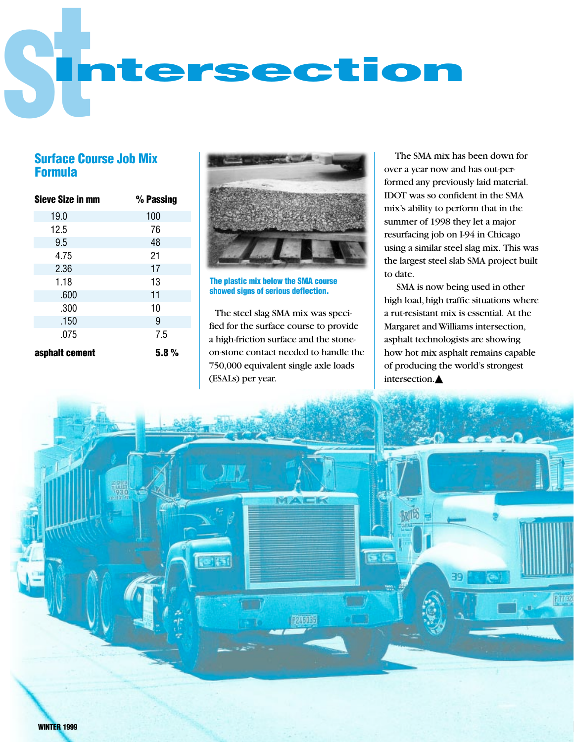# Intersection

## Surface Course Job Mix Formula

| Sieve Size in mm | % Passing |
|---|---|
| 19.0 | 100 |
| 12.5 | 76 |
| 9.5 | 48 |
| 4.75 | 21 |
| 2.36 | 17 |
| 1.18 | 13 |
| .600 | 11 |
| .300 | 10 |
| .150 | 9 |
| .075 | 7.5 |
| **asphalt cement** | **5.8 %** |

**The plastic mix below the SMA course showed signs of serious deflection.**

The steel slag SMA mix was specified for the surface course to provide a high-friction surface and the stone-on-stone contact needed to handle the 750,000 equivalent single axle loads (ESALs) per year.

The SMA mix has been down for over a year now and has out-performed any previously laid material. IDOT was so confident in the SMA mix's ability to perform that in the summer of 1998 they let a major resurfacing job on I-94 in Chicago using a similar steel slag mix. This was the largest steel slab SMA project built to date.

SMA is now being used in other high load, high traffic situations where a rut-resistant mix is essential. At the Margaret and Williams intersection, asphalt technologists are showing how hot mix asphalt remains capable of producing the world's strongest intersection.▲